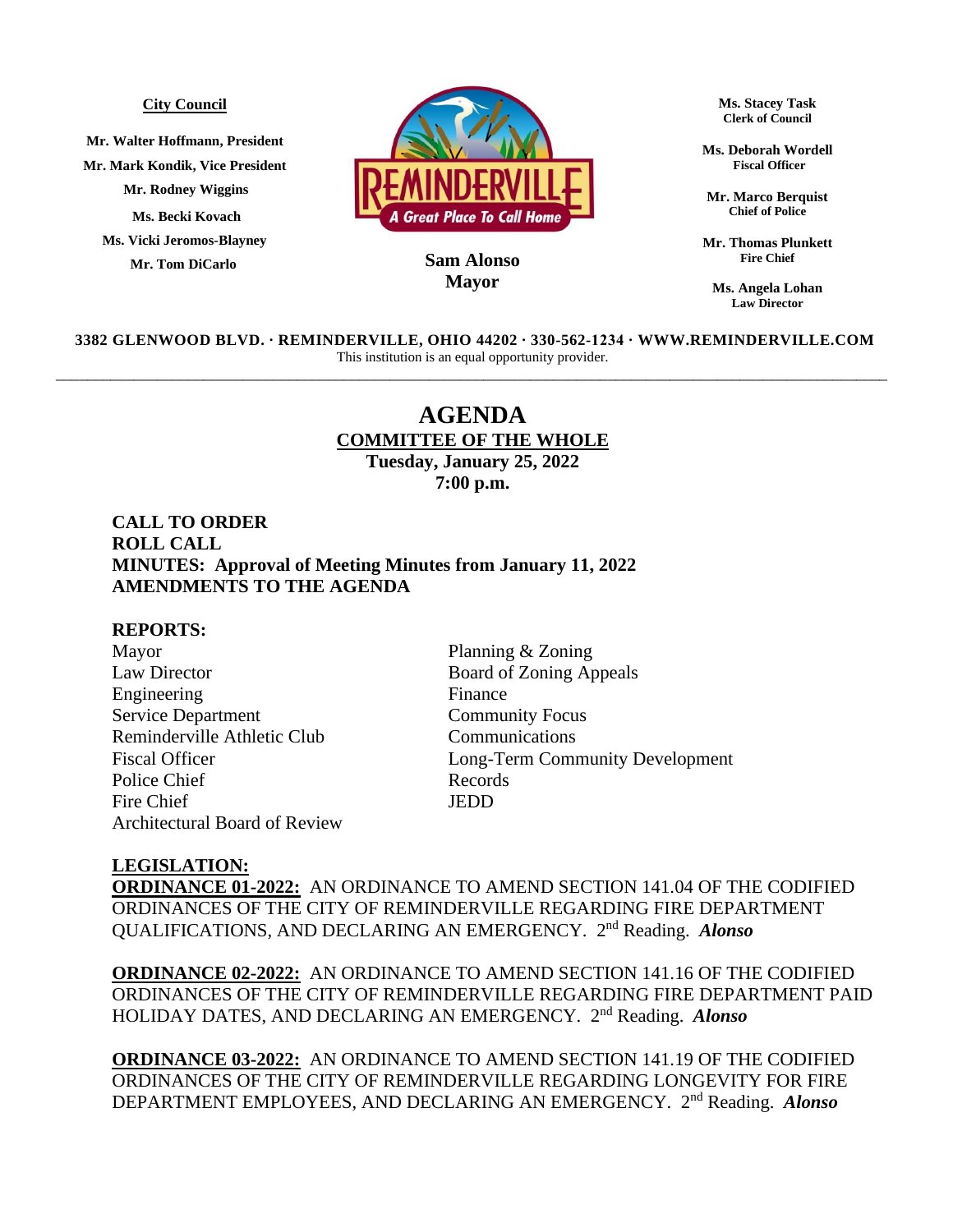**City Council**

Mr. Walter Hoffmann, President
Mr. Mark Kondik, Vice President
Mr. Rodney Wiggins
Ms. Becki Kovach
Ms. Vicki Jeromos-Blayney
Mr. Tom DiCarlo

REMINDERVILLE
A Great Place To Call Home

**Sam Alonso**
**Mayor**

**Ms. Stacey Task**
Clerk of Council

**Ms. Deborah Wordell**
Fiscal Officer

**Mr. Marco Berquist**
Chief of Police

**Mr. Thomas Plunkett**
Fire Chief

**Ms. Angela Lohan**
Law Director

**3382 GLENWOOD BLVD. · REMINDERVILLE, OHIO 44202 · 330-562-1234 · WWW.REMINDERVILLE.COM**
This institution is an equal opportunity provider.

---

# AGENDA

## COMMITTEE OF THE WHOLE

**Tuesday, January 25, 2022**
**7:00 p.m.**

**CALL TO ORDER**
**ROLL CALL**
**MINUTES: Approval of Meeting Minutes from January 11, 2022**
**AMENDMENTS TO THE AGENDA**

**REPORTS:**

Mayor
Law Director
Engineering
Service Department
Reminderville Athletic Club
Fiscal Officer
Police Chief
Fire Chief
Architectural Board of Review
Planning & Zoning
Board of Zoning Appeals
Finance
Community Focus
Communications
Long-Term Community Development
Records
JEDD

**LEGISLATION:**

**ORDINANCE 01-2022:** AN ORDINANCE TO AMEND SECTION 141.04 OF THE CODIFIED ORDINANCES OF THE CITY OF REMINDERVILLE REGARDING FIRE DEPARTMENT QUALIFICATIONS, AND DECLARING AN EMERGENCY. 2nd Reading. ***Alonso***

**ORDINANCE 02-2022:** AN ORDINANCE TO AMEND SECTION 141.16 OF THE CODIFIED ORDINANCES OF THE CITY OF REMINDERVILLE REGARDING FIRE DEPARTMENT PAID HOLIDAY DATES, AND DECLARING AN EMERGENCY. 2nd Reading. ***Alonso***

**ORDINANCE 03-2022:** AN ORDINANCE TO AMEND SECTION 141.19 OF THE CODIFIED ORDINANCES OF THE CITY OF REMINDERVILLE REGARDING LONGEVITY FOR FIRE DEPARTMENT EMPLOYEES, AND DECLARING AN EMERGENCY. 2nd Reading. ***Alonso***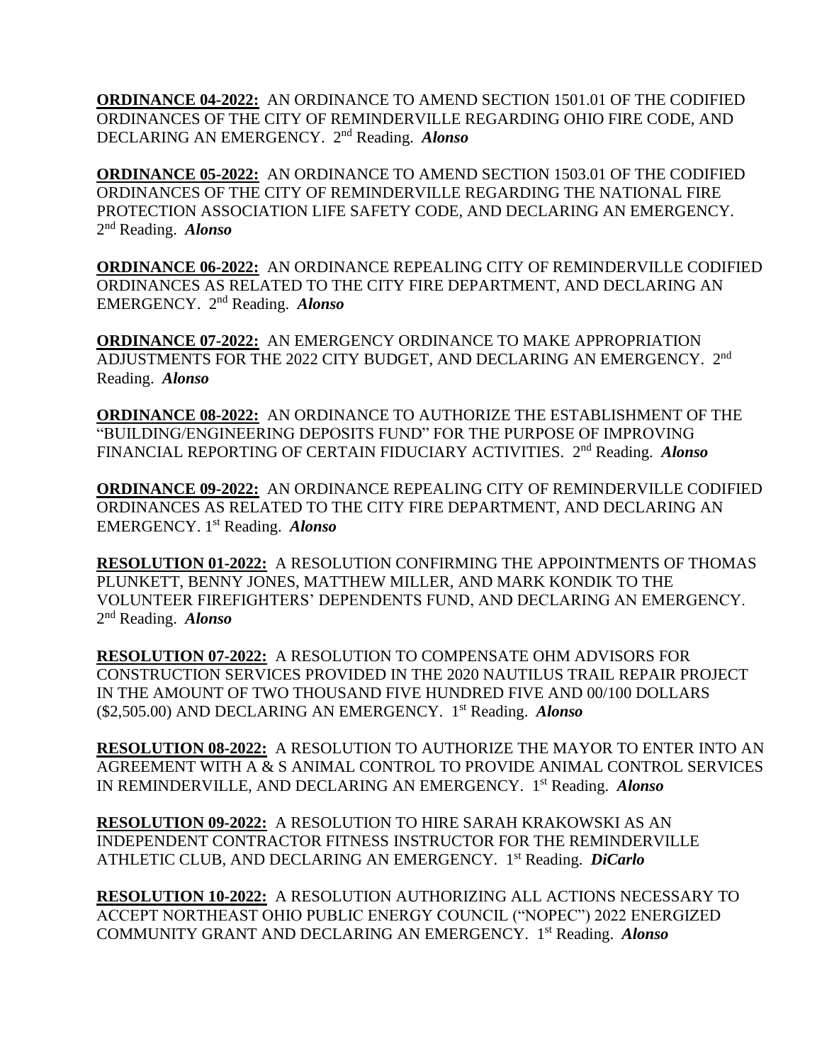**ORDINANCE 04-2022:** AN ORDINANCE TO AMEND SECTION 1501.01 OF THE CODIFIED ORDINANCES OF THE CITY OF REMINDERVILLE REGARDING OHIO FIRE CODE, AND DECLARING AN EMERGENCY. 2nd Reading. ***Alonso***

**ORDINANCE 05-2022:** AN ORDINANCE TO AMEND SECTION 1503.01 OF THE CODIFIED ORDINANCES OF THE CITY OF REMINDERVILLE REGARDING THE NATIONAL FIRE PROTECTION ASSOCIATION LIFE SAFETY CODE, AND DECLARING AN EMERGENCY. 2nd Reading. ***Alonso***

**ORDINANCE 06-2022:** AN ORDINANCE REPEALING CITY OF REMINDERVILLE CODIFIED ORDINANCES AS RELATED TO THE CITY FIRE DEPARTMENT, AND DECLARING AN EMERGENCY. 2nd Reading. ***Alonso***

**ORDINANCE 07-2022:** AN EMERGENCY ORDINANCE TO MAKE APPROPRIATION ADJUSTMENTS FOR THE 2022 CITY BUDGET, AND DECLARING AN EMERGENCY. 2nd Reading. ***Alonso***

**ORDINANCE 08-2022:** AN ORDINANCE TO AUTHORIZE THE ESTABLISHMENT OF THE "BUILDING/ENGINEERING DEPOSITS FUND" FOR THE PURPOSE OF IMPROVING FINANCIAL REPORTING OF CERTAIN FIDUCIARY ACTIVITIES. 2nd Reading. ***Alonso***

**ORDINANCE 09-2022:** AN ORDINANCE REPEALING CITY OF REMINDERVILLE CODIFIED ORDINANCES AS RELATED TO THE CITY FIRE DEPARTMENT, AND DECLARING AN EMERGENCY. 1st Reading. ***Alonso***

**RESOLUTION 01-2022:** A RESOLUTION CONFIRMING THE APPOINTMENTS OF THOMAS PLUNKETT, BENNY JONES, MATTHEW MILLER, AND MARK KONDIK TO THE VOLUNTEER FIREFIGHTERS' DEPENDENTS FUND, AND DECLARING AN EMERGENCY. 2nd Reading. ***Alonso***

**RESOLUTION 07-2022:** A RESOLUTION TO COMPENSATE OHM ADVISORS FOR CONSTRUCTION SERVICES PROVIDED IN THE 2020 NAUTILUS TRAIL REPAIR PROJECT IN THE AMOUNT OF TWO THOUSAND FIVE HUNDRED FIVE AND 00/100 DOLLARS ($2,505.00) AND DECLARING AN EMERGENCY. 1st Reading. ***Alonso***

**RESOLUTION 08-2022:** A RESOLUTION TO AUTHORIZE THE MAYOR TO ENTER INTO AN AGREEMENT WITH A & S ANIMAL CONTROL TO PROVIDE ANIMAL CONTROL SERVICES IN REMINDERVILLE, AND DECLARING AN EMERGENCY. 1st Reading. ***Alonso***

**RESOLUTION 09-2022:** A RESOLUTION TO HIRE SARAH KRAKOWSKI AS AN INDEPENDENT CONTRACTOR FITNESS INSTRUCTOR FOR THE REMINDERVILLE ATHLETIC CLUB, AND DECLARING AN EMERGENCY. 1st Reading. ***DiCarlo***

**RESOLUTION 10-2022:** A RESOLUTION AUTHORIZING ALL ACTIONS NECESSARY TO ACCEPT NORTHEAST OHIO PUBLIC ENERGY COUNCIL ("NOPEC") 2022 ENERGIZED COMMUNITY GRANT AND DECLARING AN EMERGENCY. 1st Reading. ***Alonso***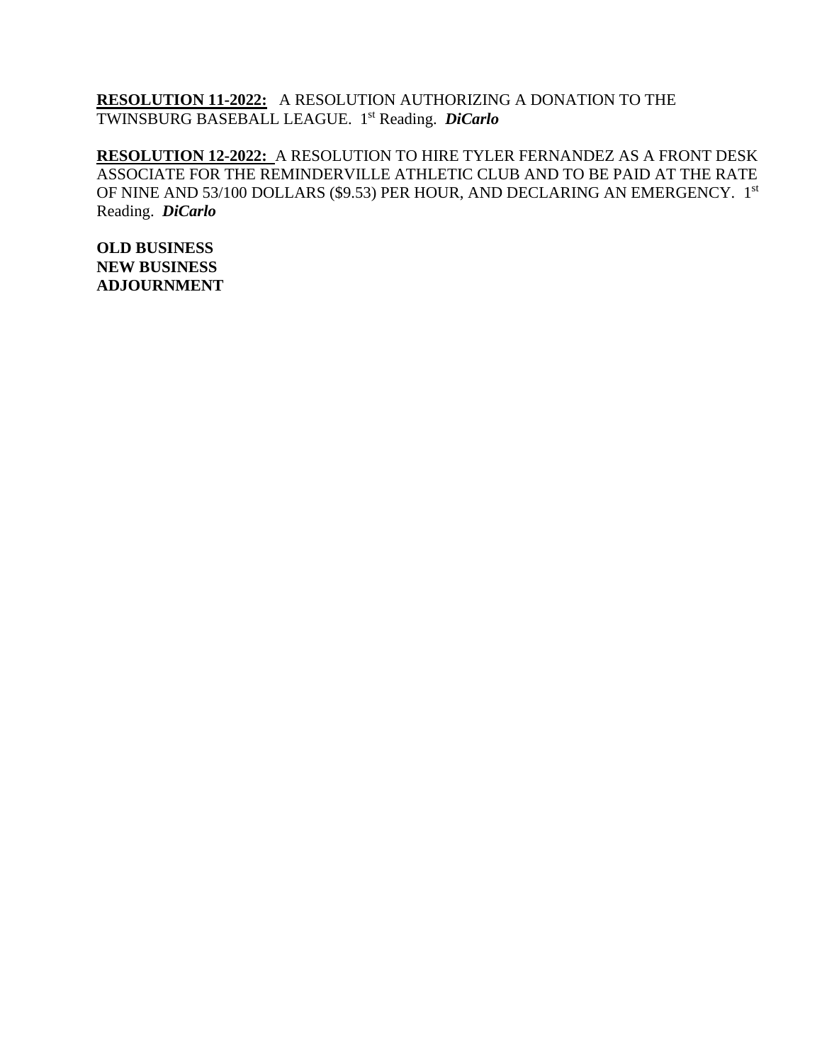**RESOLUTION 11-2022:** A RESOLUTION AUTHORIZING A DONATION TO THE TWINSBURG BASEBALL LEAGUE. 1st Reading. ***DiCarlo***

**RESOLUTION 12-2022:** A RESOLUTION TO HIRE TYLER FERNANDEZ AS A FRONT DESK ASSOCIATE FOR THE REMINDERVILLE ATHLETIC CLUB AND TO BE PAID AT THE RATE OF NINE AND 53/100 DOLLARS ($9.53) PER HOUR, AND DECLARING AN EMERGENCY. 1st Reading. ***DiCarlo***

**OLD BUSINESS**
**NEW BUSINESS**
**ADJOURNMENT**